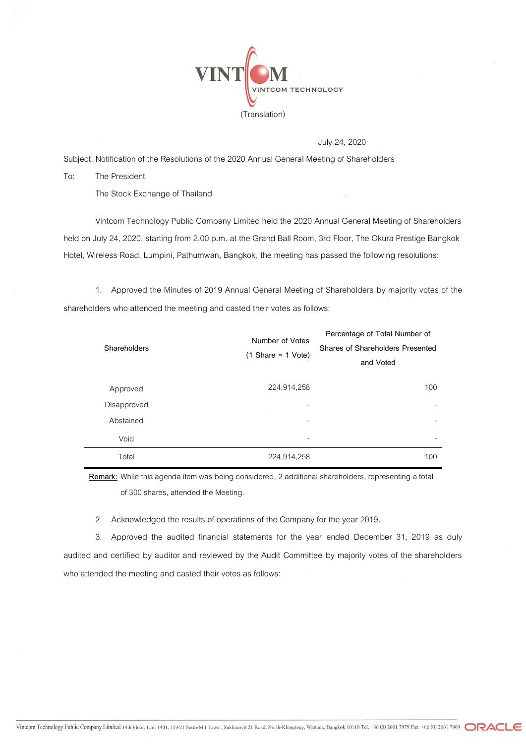(Translation)

July 24, 2020

Subject: Notification of the Resolutions of the 2020 Annual General Meeting of Shareholders

To: The President

The Stock Exchange of Thailand

Vintcom Technology Public Company Limited held the 2020 Annual General Meeting of Shareholders held on July 24, 2020, starting from 2.00 p.m. at the Grand Ball Room, 3rd Floor, The Okura Prestige Bangkok Hotel, Wireless Road, Lumpini, Pathumwan, Bangkok, the meeting has passed the following resolutions:

1. Approved the Minutes of 2019 Annual General Meeting of Shareholders by majority votes of the shareholders who attended the meeting and casted their votes as follows:

| Shareholders | Number of Votes (1 Share = 1 Vote) | Percentage of Total Number of Shares of Shareholders Presented and Voted |
|---|---|---|
| Approved | 224,914,258 | 100 |
| Disapproved | - | - |
| Abstained | - | - |
| Void | - | - |
| Total | 224,914,258 | 100 |

Remark: While this agenda item was being considered, 2 additional shareholders, representing a total of 300 shares, attended the Meeting.

2. Acknowledged the results of operations of the Company for the year 2019.

3. Approved the audited financial statements for the year ended December 31, 2019 as duly audited and certified by auditor and reviewed by the Audit Committee by majority votes of the shareholders who attended the meeting and casted their votes as follows: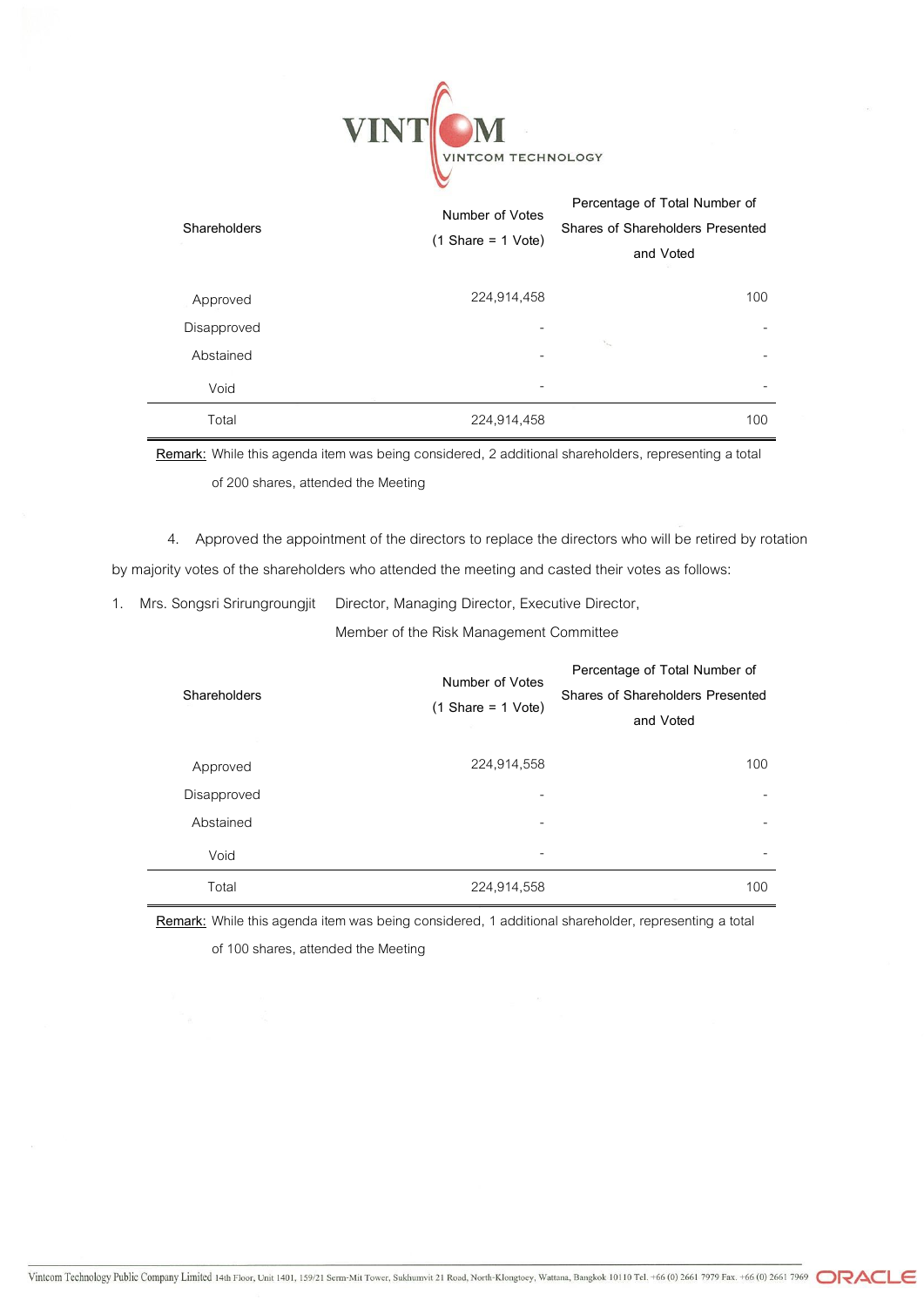| Shareholders | Number of Votes (1 Share = 1 Vote) | Percentage of Total Number of Shares of Shareholders Presented and Voted |
|---|---|---|
| Approved | 224,914,458 | 100 |
| Disapproved | - | - |
| Abstained | - | - |
| Void | - | - |
| Total | 224,914,458 | 100 |

Remark: While this agenda item was being considered, 2 additional shareholders, representing a total of 200 shares, attended the Meeting

4. Approved the appointment of the directors to replace the directors who will be retired by rotation by majority votes of the shareholders who attended the meeting and casted their votes as follows:

1. Mrs. Songsri Srirungroungjit Director, Managing Director, Executive Director, Member of the Risk Management Committee

| Shareholders | Number of Votes (1 Share = 1 Vote) | Percentage of Total Number of Shares of Shareholders Presented and Voted |
|---|---|---|
| Approved | 224,914,558 | 100 |
| Disapproved | - | - |
| Abstained | - | - |
| Void | - | - |
| Total | 224,914,558 | 100 |

Remark: While this agenda item was being considered, 1 additional shareholder, representing a total of 100 shares, attended the Meeting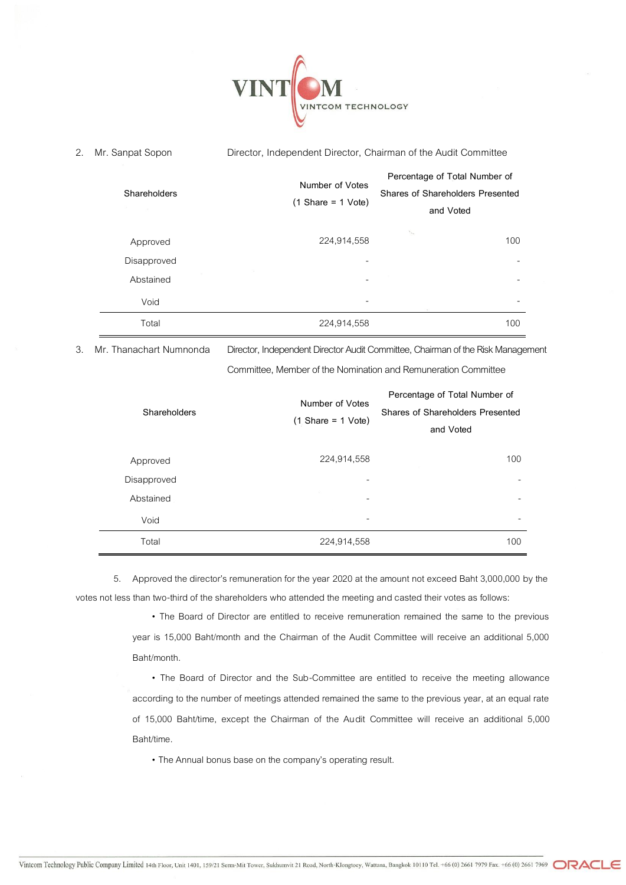2. Mr. Sanpat Sopon — Director, Independent Director, Chairman of the Audit Committee

| Shareholders | Number of Votes (1 Share = 1 Vote) | Percentage of Total Number of Shares of Shareholders Presented and Voted |
|---|---|---|
| Approved | 224,914,558 | 100 |
| Disapproved | - | - |
| Abstained | - | - |
| Void | - | - |
| Total | 224,914,558 | 100 |

3. Mr. Thanachart Numnonda — Director, Independent Director Audit Committee, Chairman of the Risk Management Committee, Member of the Nomination and Remuneration Committee

| Shareholders | Number of Votes (1 Share = 1 Vote) | Percentage of Total Number of Shares of Shareholders Presented and Voted |
|---|---|---|
| Approved | 224,914,558 | 100 |
| Disapproved | - | - |
| Abstained | - | - |
| Void | - | - |
| Total | 224,914,558 | 100 |

5. Approved the director's remuneration for the year 2020 at the amount not exceed Baht 3,000,000 by the votes not less than two-third of the shareholders who attended the meeting and casted their votes as follows:

- The Board of Director are entitled to receive remuneration remained the same to the previous year is 15,000 Baht/month and the Chairman of the Audit Committee will receive an additional 5,000 Baht/month.
- The Board of Director and the Sub-Committee are entitled to receive the meeting allowance according to the number of meetings attended remained the same to the previous year, at an equal rate of 15,000 Baht/time, except the Chairman of the Audit Committee will receive an additional 5,000 Baht/time.
- The Annual bonus base on the company's operating result.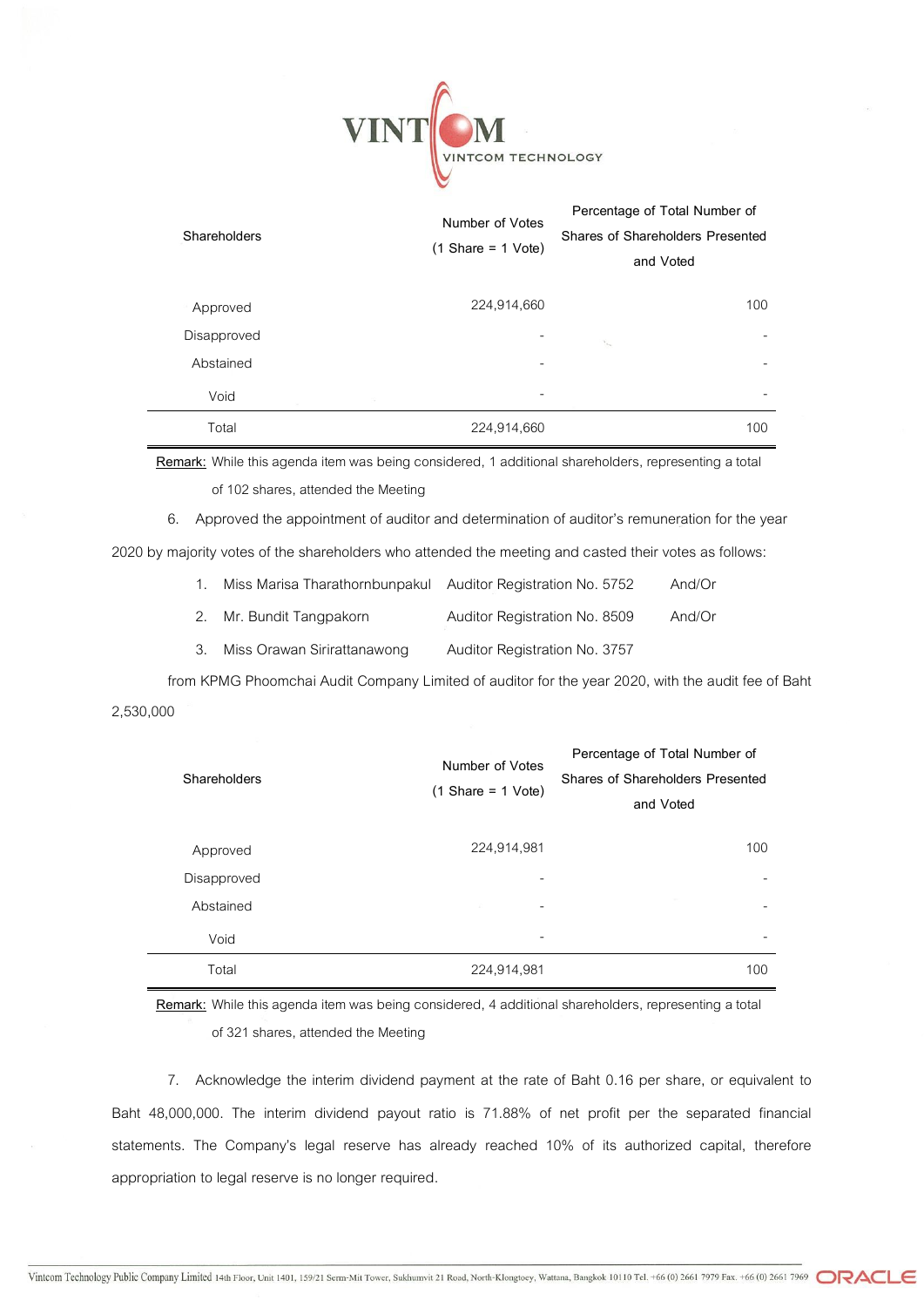| Shareholders | Number of Votes (1 Share = 1 Vote) | Percentage of Total Number of Shares of Shareholders Presented and Voted |
|---|---|---|
| Approved | 224,914,660 | 100 |
| Disapproved | - | - |
| Abstained | - | - |
| Void | - | - |
| Total | 224,914,660 | 100 |

Remark: While this agenda item was being considered, 1 additional shareholders, representing a total of 102 shares, attended the Meeting

6. Approved the appointment of auditor and determination of auditor's remuneration for the year 2020 by majority votes of the shareholders who attended the meeting and casted their votes as follows:

   1. Miss Marisa Tharathornbunpakul Auditor Registration No. 5752 And/Or
   2. Mr. Bundit Tangpakorn Auditor Registration No. 8509 And/Or
   3. Miss Orawan Sirirattanawong Auditor Registration No. 3757

   from KPMG Phoomchai Audit Company Limited of auditor for the year 2020, with the audit fee of Baht 2,530,000

| Shareholders | Number of Votes (1 Share = 1 Vote) | Percentage of Total Number of Shares of Shareholders Presented and Voted |
|---|---|---|
| Approved | 224,914,981 | 100 |
| Disapproved | - | - |
| Abstained | - | - |
| Void | - | - |
| Total | 224,914,981 | 100 |

Remark: While this agenda item was being considered, 4 additional shareholders, representing a total of 321 shares, attended the Meeting

7. Acknowledge the interim dividend payment at the rate of Baht 0.16 per share, or equivalent to Baht 48,000,000. The interim dividend payout ratio is 71.88% of net profit per the separated financial statements. The Company's legal reserve has already reached 10% of its authorized capital, therefore appropriation to legal reserve is no longer required.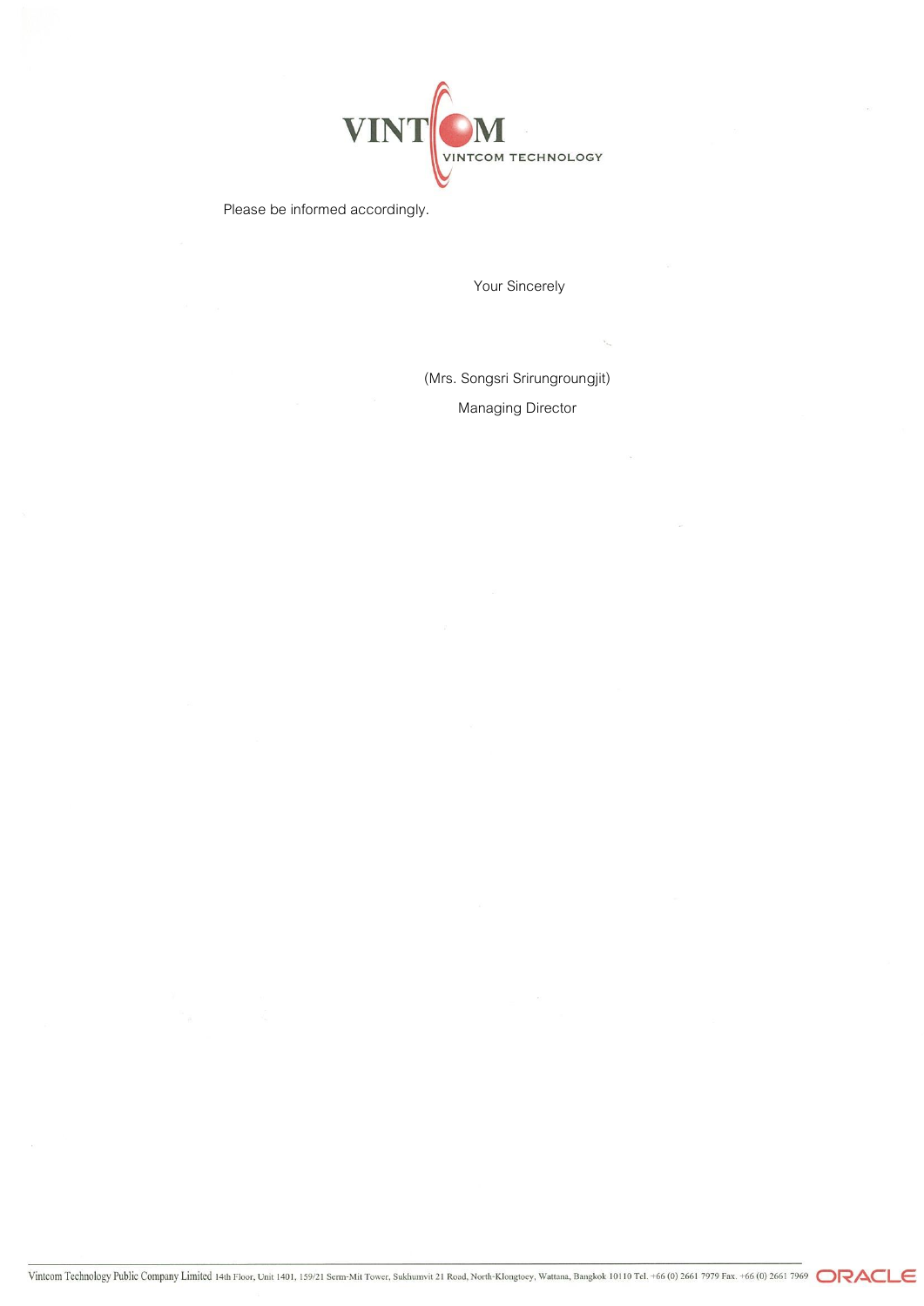VINTCOM

VINTCOM TECHNOLOGY

Please be informed accordingly.

Your Sincerely

(Mrs. Songsri Srirungroungjit)

Managing Director

Vintcom Technology Public Company Limited 14th Floor, Unit 1401, 159/21 Serm-Mit Tower, Sukhumvit 21 Road, North-Klongtoey, Wattana, Bangkok 10110 Tel. +66 (0) 2661 7979 Fax. +66 (0) 2661 7969